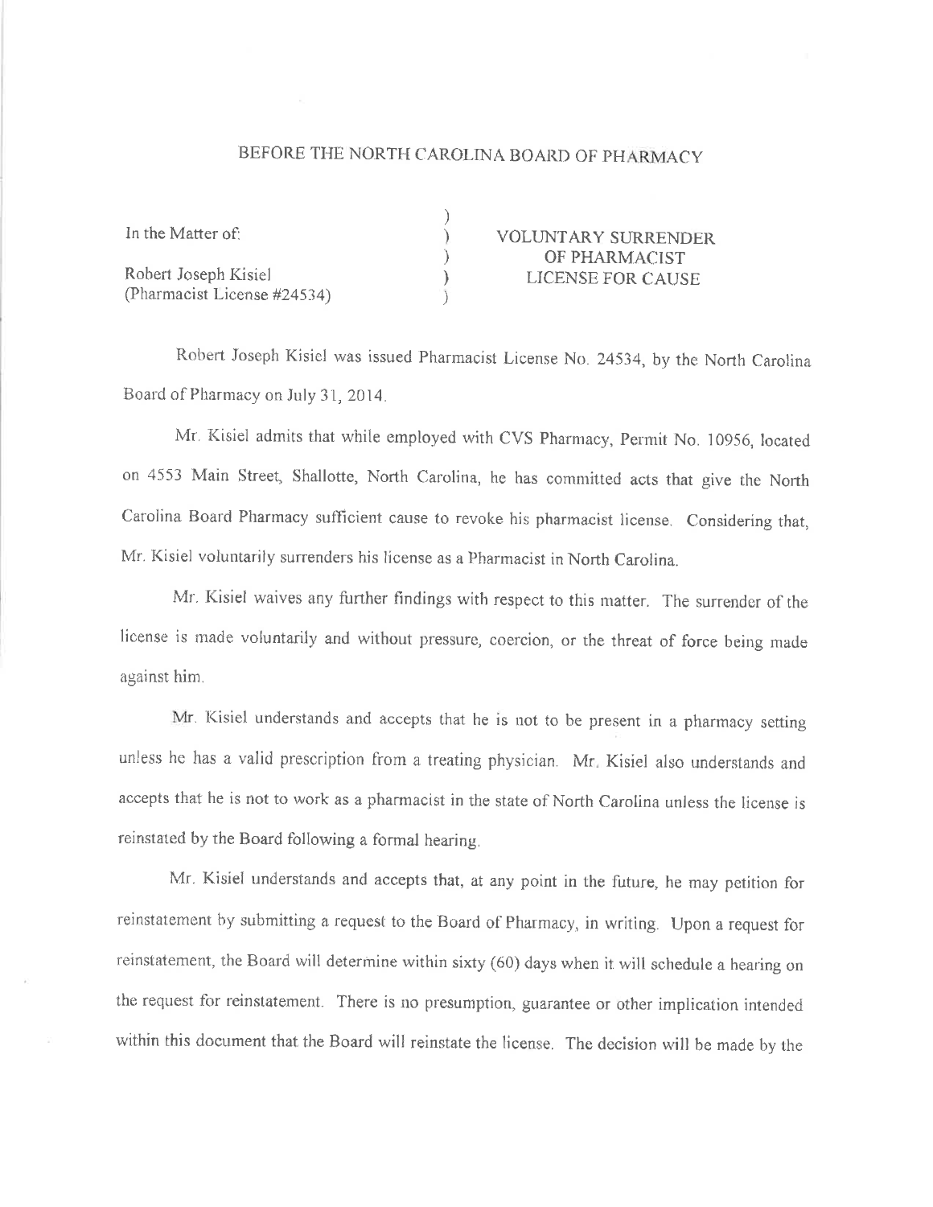# BEFORE THE NORTH CAROLINA BOARD OF PHARMACY

In the Matter of:

Robert Joseph Kisiel
(Pharmacist License #24534)

**VOLUNTARY SURRENDER OF PHARMACIST LICENSE FOR CAUSE**

Robert Joseph Kisiel was issued Pharmacist License No. 24534, by the North Carolina Board of Pharmacy on July 31, 2014.

Mr. Kisiel admits that while employed with CVS Pharmacy, Permit No. 10956, located on 4553 Main Street, Shallotte, North Carolina, he has committed acts that give the North Carolina Board Pharmacy sufficient cause to revoke his pharmacist license. Considering that, Mr. Kisiel voluntarily surrenders his license as a Pharmacist in North Carolina.

Mr. Kisiel waives any further findings with respect to this matter. The surrender of the license is made voluntarily and without pressure, coercion, or the threat of force being made against him.

Mr. Kisiel understands and accepts that he is not to be present in a pharmacy setting unless he has a valid prescription from a treating physician. Mr. Kisiel also understands and accepts that he is not to work as a pharmacist in the state of North Carolina unless the license is reinstated by the Board following a formal hearing.

Mr. Kisiel understands and accepts that, at any point in the future, he may petition for reinstatement by submitting a request to the Board of Pharmacy, in writing. Upon a request for reinstatement, the Board will determine within sixty (60) days when it will schedule a hearing on the request for reinstatement. There is no presumption, guarantee or other implication intended within this document that the Board will reinstate the license. The decision will be made by the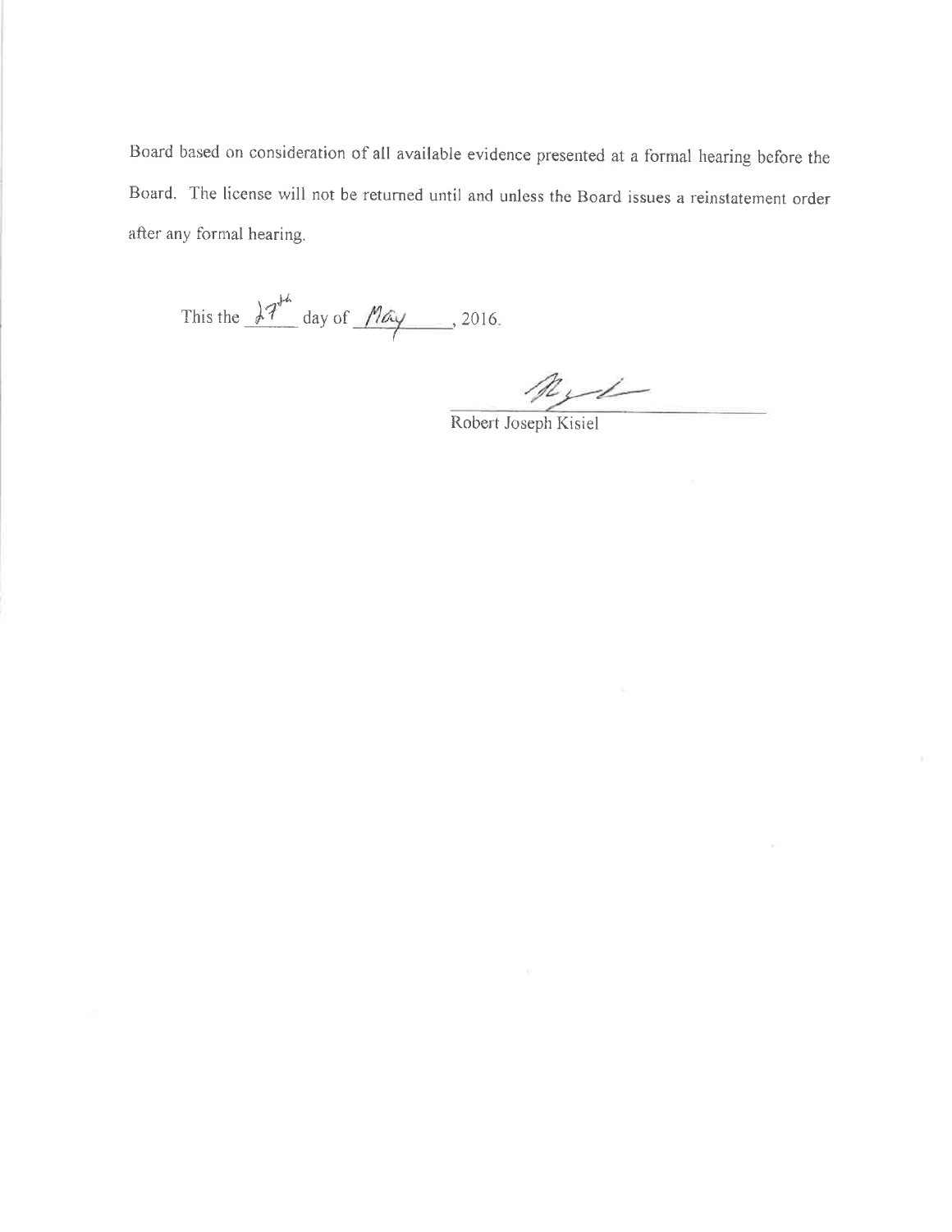Board based on consideration of all available evidence presented at a formal hearing before the Board. The license will not be returned until and unless the Board issues a reinstatement order after any formal hearing.

This the 27th day of May, 2016.

Robert Joseph Kisiel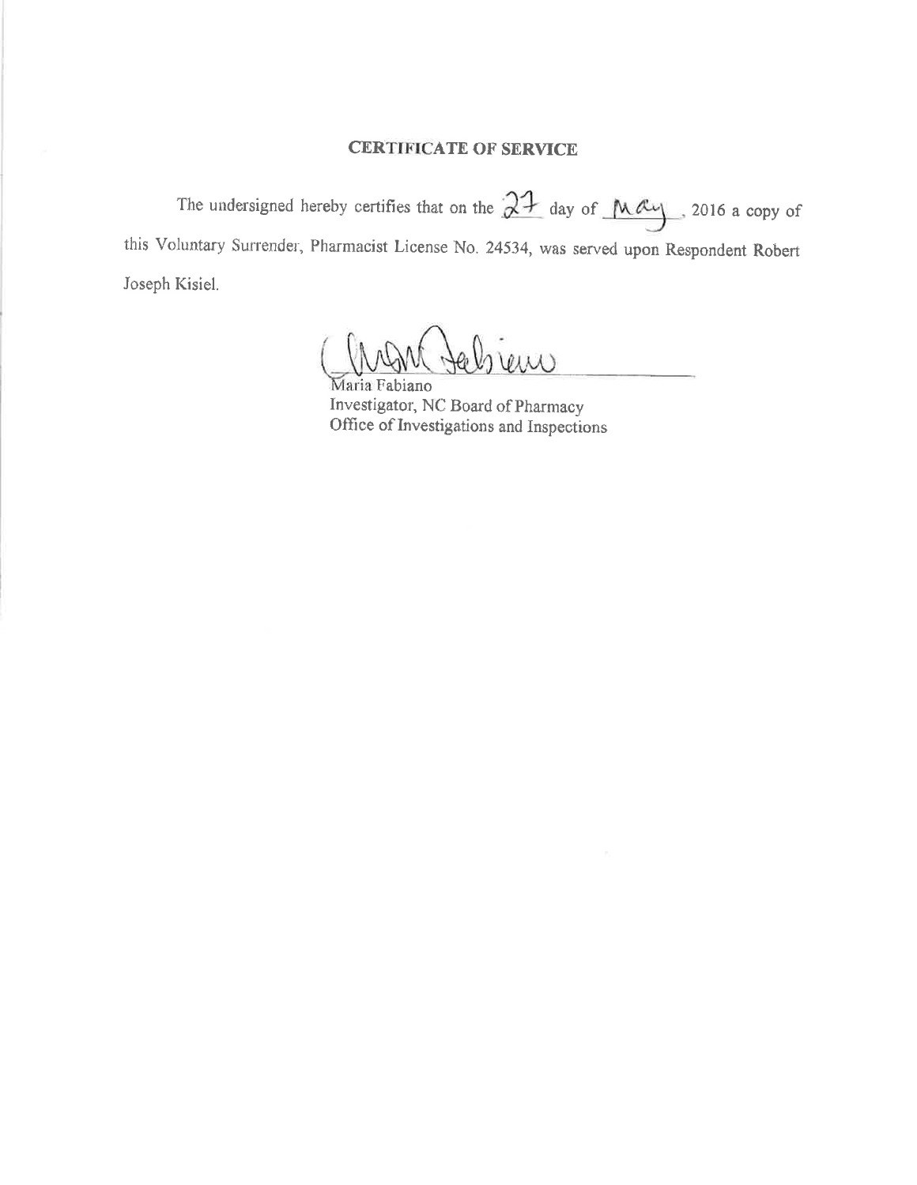**CERTIFICATE OF SERVICE**

The undersigned hereby certifies that on the 27 day of May, 2016 a copy of this Voluntary Surrender, Pharmacist License No. 24534, was served upon Respondent Robert Joseph Kisiel.

Maria Fabiano
Investigator, NC Board of Pharmacy
Office of Investigations and Inspections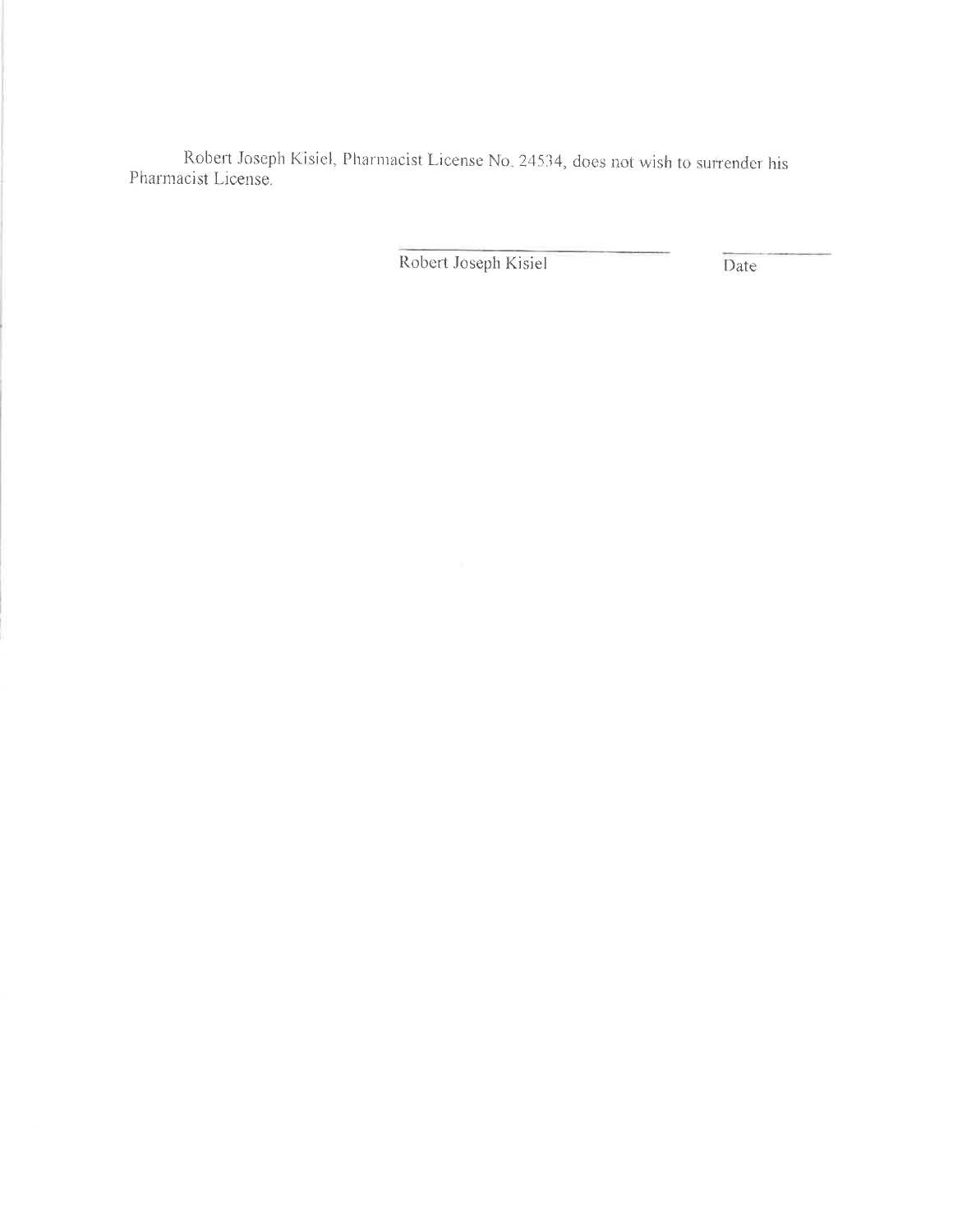Robert Joseph Kisiel, Pharmacist License No. 24534, does not wish to surrender his Pharmacist License.

\_\_\_\_\_\_\_\_\_\_\_\_\_\_\_\_\_\_\_\_\_\_\_\_\_\_\_\_\_\_ \_\_\_\_\_\_\_\_\_\_\_\_

Robert Joseph Kisiel Date